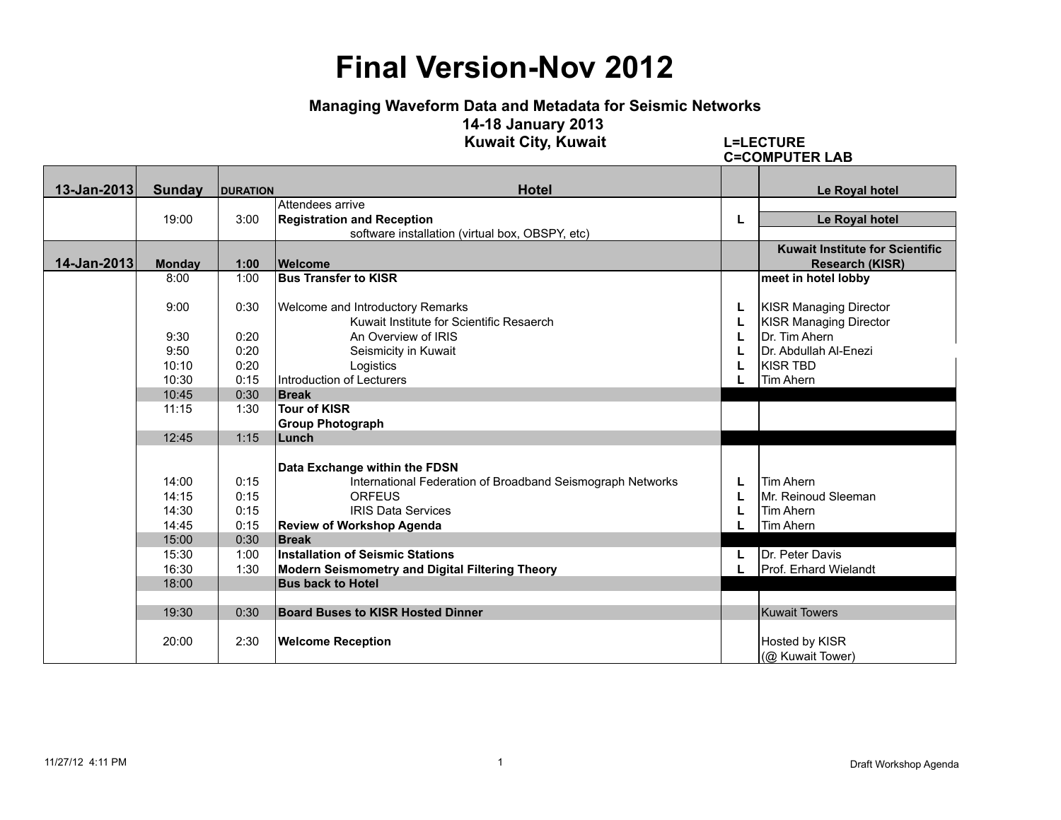# Final Version-Nov 2012

**Managing Waveform Data and Metadata for Seismic Networks**
**14-18 January 2013**
**Kuwait City, Kuwait**

**L=LECTURE**
**C=COMPUTER LAB**

| 13-Jan-2013 | Sunday | DURATION | Hotel | | Le Royal hotel |
|---|---|---|---|---|---|
| | | | Attendees arrive | | |
| | 19:00 | 3:00 | **Registration and Reception** | L | **Le Royal hotel** |
| | | | software installation (virtual box, OBSPY, etc) | | |
| **14-Jan-2013** | **Monday** | **1:00** | **Welcome** | | **Kuwait Institute for Scientific Research (KISR)** |
| | 8:00 | 1:00 | **Bus Transfer to KISR** | | **meet in hotel lobby** |
| | 9:00 | 0:30 | Welcome and Introductory Remarks | L | KISR Managing Director |
| | | | Kuwait Institute for Scientific Resaerch | L | KISR Managing Director |
| | 9:30 | 0:20 | An Overview of IRIS | L | Dr. Tim Ahern |
| | 9:50 | 0:20 | Seismicity in Kuwait | L | Dr. Abdullah Al-Enezi |
| | 10:10 | 0:20 | Logistics | L | KISR TBD |
| | 10:30 | 0:15 | Introduction of Lecturers | L | Tim Ahern |
| | 10:45 | 0:30 | **Break** | | |
| | 11:15 | 1:30 | **Tour of KISR** | | |
| | | | **Group Photograph** | | |
| | 12:45 | 1:15 | **Lunch** | | |
| | | | **Data Exchange within the FDSN** | | |
| | 14:00 | 0:15 | International Federation of Broadband Seismograph Networks | L | Tim Ahern |
| | 14:15 | 0:15 | ORFEUS | L | Mr. Reinoud Sleeman |
| | 14:30 | 0:15 | IRIS Data Services | L | Tim Ahern |
| | 14:45 | 0:15 | **Review of Workshop Agenda** | L | Tim Ahern |
| | 15:00 | 0:30 | **Break** | | |
| | 15:30 | 1:00 | **Installation of Seismic Stations** | L | Dr. Peter Davis |
| | 16:30 | 1:30 | **Modern Seismometry and Digital Filtering Theory** | L | Prof. Erhard Wielandt |
| | 18:00 | | **Bus back to Hotel** | | |
| | 19:30 | 0:30 | **Board Buses to KISR Hosted Dinner** | | Kuwait Towers |
| | 20:00 | 2:30 | **Welcome Reception** | | Hosted by KISR (@ Kuwait Tower) |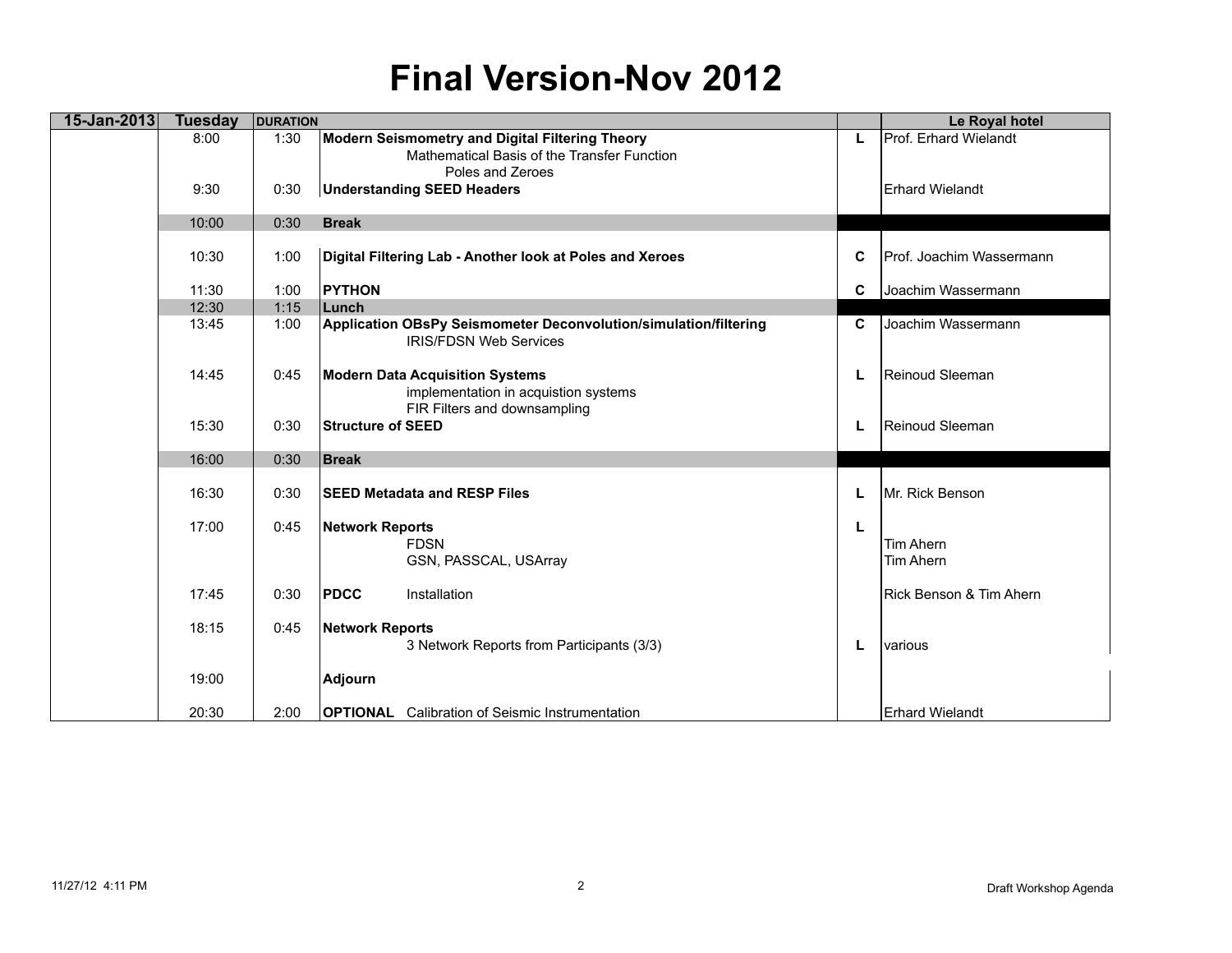# Final Version-Nov 2012

| 15-Jan-2013 | Tuesday | DURATION | | | Le Royal hotel |
|---|---|---|---|---|---|
| | 8:00 | 1:30 | **Modern Seismometry and Digital Filtering Theory** | L | Prof. Erhard Wielandt |
| | | | Mathematical Basis of the Transfer Function | | |
| | | | Poles and Zeroes | | |
| | 9:30 | 0:30 | **Understanding SEED Headers** | | Erhard Wielandt |
| | 10:00 | 0:30 | **Break** | | |
| | 10:30 | 1:00 | **Digital Filtering Lab - Another look at Poles and Xeroes** | C | Prof. Joachim Wassermann |
| | 11:30 | 1:00 | **PYTHON** | C | Joachim Wassermann |
| | 12:30 | 1:15 | **Lunch** | | |
| | 13:45 | 1:00 | **Application OBsPy Seismometer Deconvolution/simulation/filtering** | C | Joachim Wassermann |
| | | | IRIS/FDSN Web Services | | |
| | 14:45 | 0:45 | **Modern Data Acquisition Systems** | L | Reinoud Sleeman |
| | | | implementation in acquistion systems | | |
| | | | FIR Filters and downsampling | | |
| | 15:30 | 0:30 | **Structure of SEED** | L | Reinoud Sleeman |
| | 16:00 | 0:30 | **Break** | | |
| | 16:30 | 0:30 | **SEED Metadata and RESP Files** | L | Mr. Rick Benson |
| | 17:00 | 0:45 | **Network Reports** | L | |
| | | | FDSN | | Tim Ahern |
| | | | GSN, PASSCAL, USArray | | Tim Ahern |
| | 17:45 | 0:30 | **PDCC** Installation | | Rick Benson & Tim Ahern |
| | 18:15 | 0:45 | **Network Reports** | | |
| | | | 3 Network Reports from Participants (3/3) | L | various |
| | 19:00 | | **Adjourn** | | |
| | 20:30 | 2:00 | **OPTIONAL** Calibration of Seismic Instrumentation | | Erhard Wielandt |

11/27/12 4:11 PM — Draft Workshop Agenda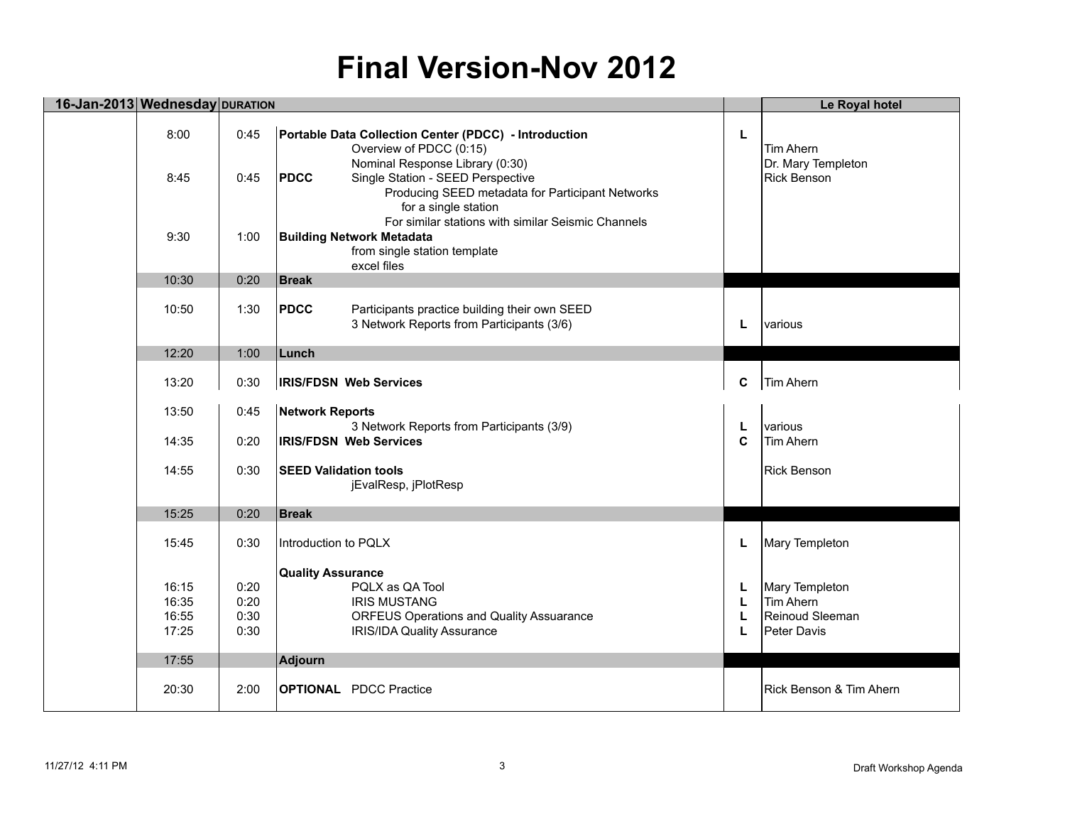# Final Version-Nov 2012

| 16-Jan-2013 | Wednesday | DURATION | | | | Le Royal hotel |
|---|---|---|---|---|---|---|
| | 8:00 | 0:45 | **Portable Data Collection Center (PDCC) - Introduction** | | L | |
| | | | | Overview of PDCC (0:15) | | Tim Ahern |
| | | | | Nominal Response Library (0:30) | | Dr. Mary Templeton |
| | 8:45 | 0:45 | **PDCC** | Single Station - SEED Perspective | | Rick Benson |
| | | | | Producing SEED metadata for Participant Networks | | |
| | | | | for a single station | | |
| | | | | For similar stations with similar Seismic Channels | | |
| | 9:30 | 1:00 | **Building Network Metadata** | | | |
| | | | | from single station template | | |
| | | | | excel files | | |
| | 10:30 | 0:20 | **Break** | | | |
| | 10:50 | 1:30 | **PDCC** | Participants practice building their own SEED | | |
| | | | | 3 Network Reports from Participants (3/6) | L | various |
| | 12:20 | 1:00 | **Lunch** | | | |
| | 13:20 | 0:30 | **IRIS/FDSN Web Services** | | C | Tim Ahern |
| | 13:50 | 0:45 | **Network Reports** | | | |
| | | | | 3 Network Reports from Participants (3/9) | L | various |
| | 14:35 | 0:20 | **IRIS/FDSN Web Services** | | C | Tim Ahern |
| | 14:55 | 0:30 | **SEED Validation tools** | | | Rick Benson |
| | | | | jEvalResp, jPlotResp | | |
| | 15:25 | 0:20 | **Break** | | | |
| | 15:45 | 0:30 | Introduction to PQLX | | L | Mary Templeton |
| | | | **Quality Assurance** | | | |
| | 16:15 | 0:20 | | PQLX as QA Tool | L | Mary Templeton |
| | 16:35 | 0:20 | | IRIS MUSTANG | L | Tim Ahern |
| | 16:55 | 0:30 | | ORFEUS Operations and Quality Assuarance | L | Reinoud Sleeman |
| | 17:25 | 0:30 | | IRIS/IDA Quality Assurance | L | Peter Davis |
| | 17:55 | | **Adjourn** | | | |
| | 20:30 | 2:00 | **OPTIONAL** | PDCC Practice | | Rick Benson & Tim Ahern |

11/27/12 4:11 PM — Draft Workshop Agenda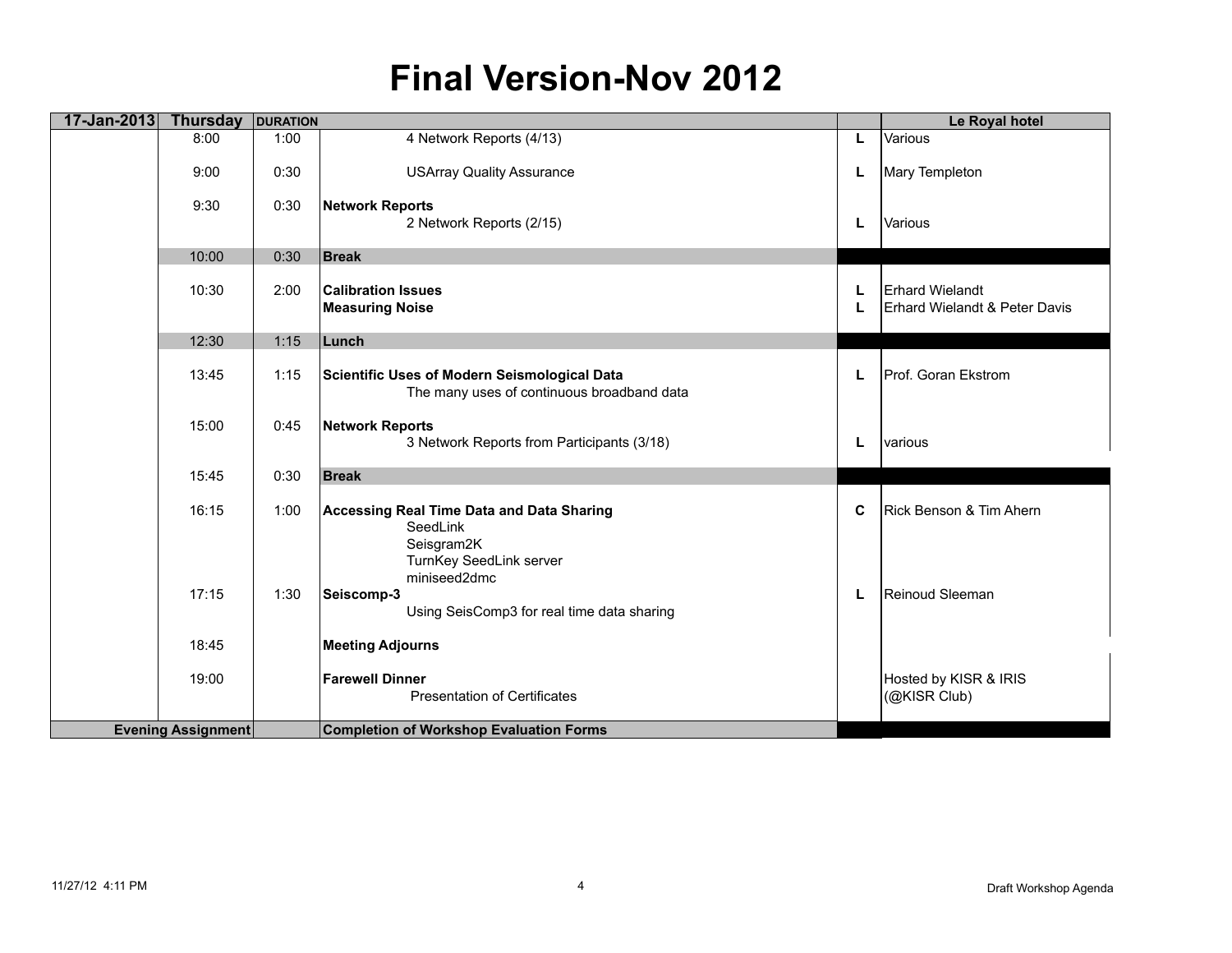# Final Version-Nov 2012

| 17-Jan-2013 | Thursday | DURATION | | | Le Royal hotel |
|---|---|---|---|---|---|
| | 8:00 | 1:00 | 4 Network Reports (4/13) | L | Various |
| | 9:00 | 0:30 | USArray Quality Assurance | L | Mary Templeton |
| | 9:30 | 0:30 | **Network Reports** | | |
| | | | 2 Network Reports (2/15) | L | Various |
| | 10:00 | 0:30 | **Break** | | |
| | 10:30 | 2:00 | **Calibration Issues** | L | Erhard Wielandt |
| | | | **Measuring Noise** | L | Erhard Wielandt & Peter Davis |
| | 12:30 | 1:15 | **Lunch** | | |
| | 13:45 | 1:15 | **Scientific Uses of Modern Seismological Data** | L | Prof. Goran Ekstrom |
| | | | The many uses of continuous broadband data | | |
| | 15:00 | 0:45 | **Network Reports** | | |
| | | | 3 Network Reports from Participants (3/18) | L | various |
| | 15:45 | 0:30 | **Break** | | |
| | 16:15 | 1:00 | **Accessing Real Time Data and Data Sharing** | C | Rick Benson & Tim Ahern |
| | | | SeedLink | | |
| | | | Seisgram2K | | |
| | | | TurnKey SeedLink server | | |
| | | | miniseed2dmc | | |
| | 17:15 | 1:30 | **Seiscomp-3** | L | Reinoud Sleeman |
| | | | Using SeisComp3 for real time data sharing | | |
| | 18:45 | | **Meeting Adjourns** | | |
| | 19:00 | | **Farewell Dinner** | | Hosted by KISR & IRIS |
| | | | Presentation of Certificates | | (@KISR Club) |
| **Evening Assignment** | | | **Completion of Workshop Evaluation Forms** | | |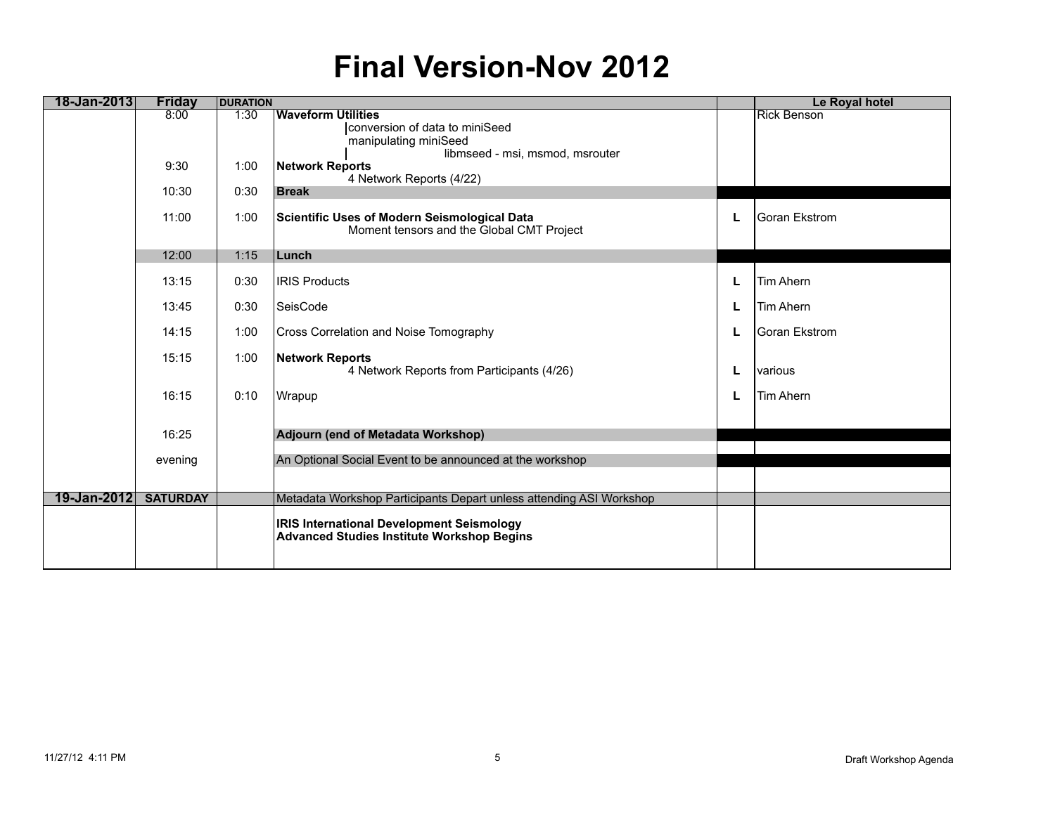# Final Version-Nov 2012

| 18-Jan-2013 | Friday | DURATION | | | Le Royal hotel |
|---|---|---|---|---|---|
| | 8:00 | 1:30 | **Waveform Utilities**<br>conversion of data to miniSeed<br>manipulating miniSeed<br>libmseed - msi, msmod, msrouter | | Rick Benson |
| | 9:30 | 1:00 | **Network Reports**<br>4 Network Reports (4/22) | | |
| | 10:30 | 0:30 | **Break** | | |
| | 11:00 | 1:00 | **Scientific Uses of Modern Seismological Data**<br>Moment tensors and the Global CMT Project | L | Goran Ekstrom |
| | 12:00 | 1:15 | **Lunch** | | |
| | 13:15 | 0:30 | IRIS Products | L | Tim Ahern |
| | 13:45 | 0:30 | SeisCode | L | Tim Ahern |
| | 14:15 | 1:00 | Cross Correlation and Noise Tomography | L | Goran Ekstrom |
| | 15:15 | 1:00 | **Network Reports**<br>4 Network Reports from Participants (4/26) | L | various |
| | 16:15 | 0:10 | Wrapup | L | Tim Ahern |
| | 16:25 | | **Adjourn (end of Metadata Workshop)** | | |
| | evening | | An Optional Social Event to be announced at the workshop | | |
| **19-Jan-2012** | **SATURDAY** | | Metadata Workshop Participants Depart unless attending ASI Workshop | | |
| | | | **IRIS International Development Seismology**<br>**Advanced Studies Institute Workshop Begins** | | |

11/27/12 4:11 PM

Draft Workshop Agenda